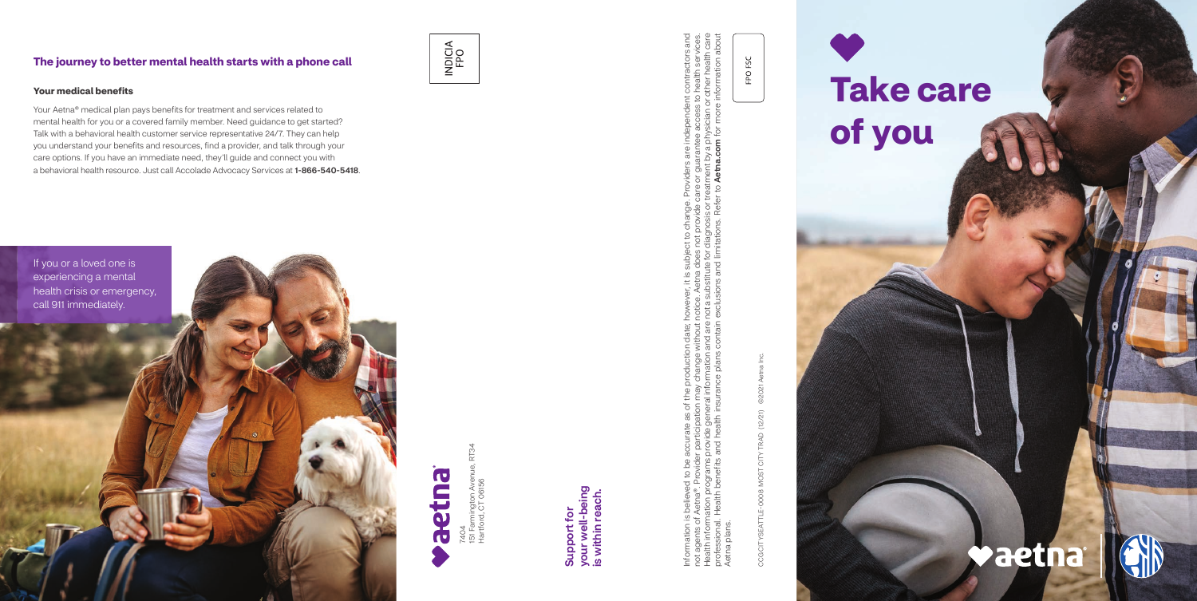## The journey to better mental health starts with a phone call

### Your medical benefits

Your Aetna® medical plan pays benefits for treatment and services related to mental health for you or a covered family member. Need guidance to get started? Talk with a behavioral health customer service representative 24/7. They can help you understand your benefits and resources, find a provider, and talk through your care options. If you have an immediate need, they'll guide and connect you with a behavioral health resource. Just call Accolade Advocacy Services at **1-866-540-5418**.

If you or a loved one is experiencing a mental health crisis or emergency, call 911 immediately.

INDICIA FPO

aetna®

7404
151 Farmington Avenue, RT34
Hartford, CT 06156

**Support for your well-being is within reach.**

Information is believed to be accurate as of the production date; however, it is subject to change. Providers are independent contractors and not agents of Aetna®. Provider participation may change without notice. Aetna does not provide care or guarantee access to health services. Health information programs provide general information and are not a substitute for diagnosis or treatment by a physician or other health care professional. Health benefits and health insurance plans contain exclusions and limitations. Refer to **Aetna.com** for more information about Aetna plans.

FPO FSC

CCGCITYSEATTLE-0008 MOST CITY TRAD (12/21) ©2021 Aetna Inc.

# Take care of you

aetna®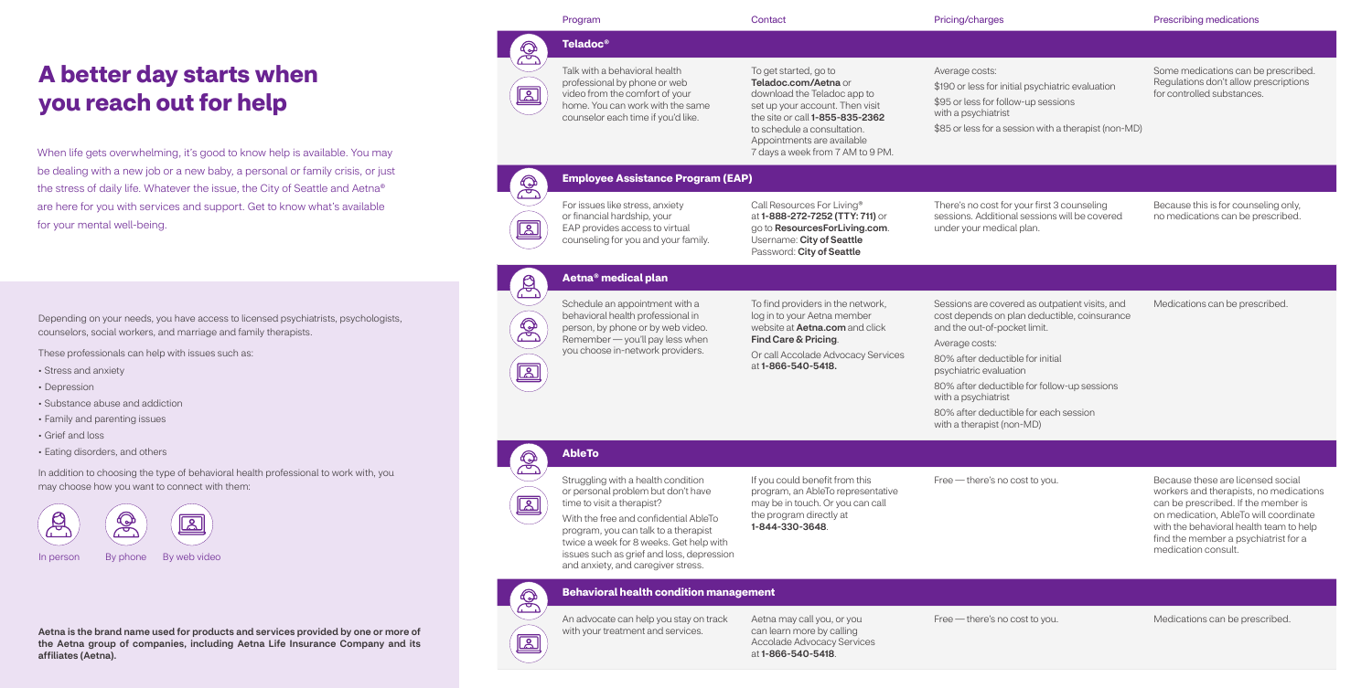# A better day starts when you reach out for help

When life gets overwhelming, it's good to know help is available. You may be dealing with a new job or a new baby, a personal or family crisis, or just the stress of daily life. Whatever the issue, the City of Seattle and Aetna® are here for you with services and support. Get to know what's available for your mental well-being.

Depending on your needs, you have access to licensed psychiatrists, psychologists, counselors, social workers, and marriage and family therapists.

These professionals can help with issues such as:

- Stress and anxiety
- Depression
- Substance abuse and addiction
- Family and parenting issues
- Grief and loss
- Eating disorders, and others

In addition to choosing the type of behavioral health professional to work with, you may choose how you want to connect with them:

In person | By phone | By web video

**Aetna is the brand name used for products and services provided by one or more of the Aetna group of companies, including Aetna Life Insurance Company and its affiliates (Aetna).**

| Program | Contact | Pricing/charges | Prescribing medications |
|---|---|---|---|
| **Teladoc®**<br>Talk with a behavioral health professional by phone or web video from the comfort of your home. You can work with the same counselor each time if you'd like. | To get started, go to **Teladoc.com/Aetna** or download the Teladoc app to set up your account. Then visit the site or call **1-855-835-2362** to schedule a consultation. Appointments are available 7 days a week from 7 AM to 9 PM. | Average costs:<br>$190 or less for initial psychiatric evaluation<br>$95 or less for follow-up sessions with a psychiatrist<br>$85 or less for a session with a therapist (non-MD) | Some medications can be prescribed. Regulations don't allow prescriptions for controlled substances. |
| **Employee Assistance Program (EAP)**<br>For issues like stress, anxiety or financial hardship, your EAP provides access to virtual counseling for you and your family. | Call Resources For Living® at **1-888-272-7252 (TTY: 711)** or go to **ResourcesForLiving.com**. Username: **City of Seattle** Password: **City of Seattle** | There's no cost for your first 3 counseling sessions. Additional sessions will be covered under your medical plan. | Because this is for counseling only, no medications can be prescribed. |
| **Aetna® medical plan**<br>Schedule an appointment with a behavioral health professional in person, by phone or by web video. Remember — you'll pay less when you choose in-network providers. | To find providers in the network, log in to your Aetna member website at **Aetna.com** and click **Find Care & Pricing**.<br>Or call Accolade Advocacy Services at **1-866-540-5418.** | Sessions are covered as outpatient visits, and cost depends on plan deductible, coinsurance and the out-of-pocket limit.<br>Average costs:<br>80% after deductible for initial psychiatric evaluation<br>80% after deductible for follow-up sessions with a psychiatrist<br>80% after deductible for each session with a therapist (non-MD) | Medications can be prescribed. |
| **AbleTo**<br>Struggling with a health condition or personal problem but don't have time to visit a therapist?<br>With the free and confidential AbleTo program, you can talk to a therapist twice a week for 8 weeks. Get help with issues such as grief and loss, depression and anxiety, and caregiver stress. | If you could benefit from this program, an AbleTo representative may be in touch. Or you can call the program directly at **1-844-330-3648**. | Free — there's no cost to you. | Because these are licensed social workers and therapists, no medications can be prescribed. If the member is on medication, AbleTo will coordinate with the behavioral health team to help find the member a psychiatrist for a medication consult. |
| **Behavioral health condition management**<br>An advocate can help you stay on track with your treatment and services. | Aetna may call you, or you can learn more by calling Accolade Advocacy Services at **1-866-540-5418**. | Free — there's no cost to you. | Medications can be prescribed. |